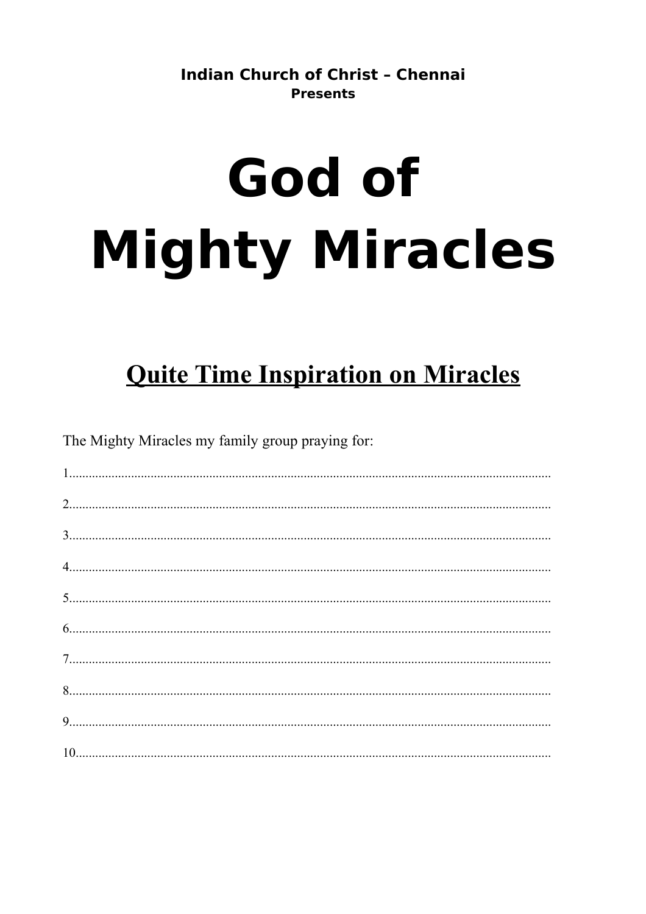**Indian Church of Christ – Chennai**
**Presents**

# God of Mighty Miracles

## <u>Quite Time Inspiration on Miracles</u>

The Mighty Miracles my family group praying for:

1.................................................................................................................................

2.................................................................................................................................

3.................................................................................................................................

4.................................................................................................................................

5.................................................................................................................................

6.................................................................................................................................

7.................................................................................................................................

8.................................................................................................................................

9.................................................................................................................................

10...............................................................................................................................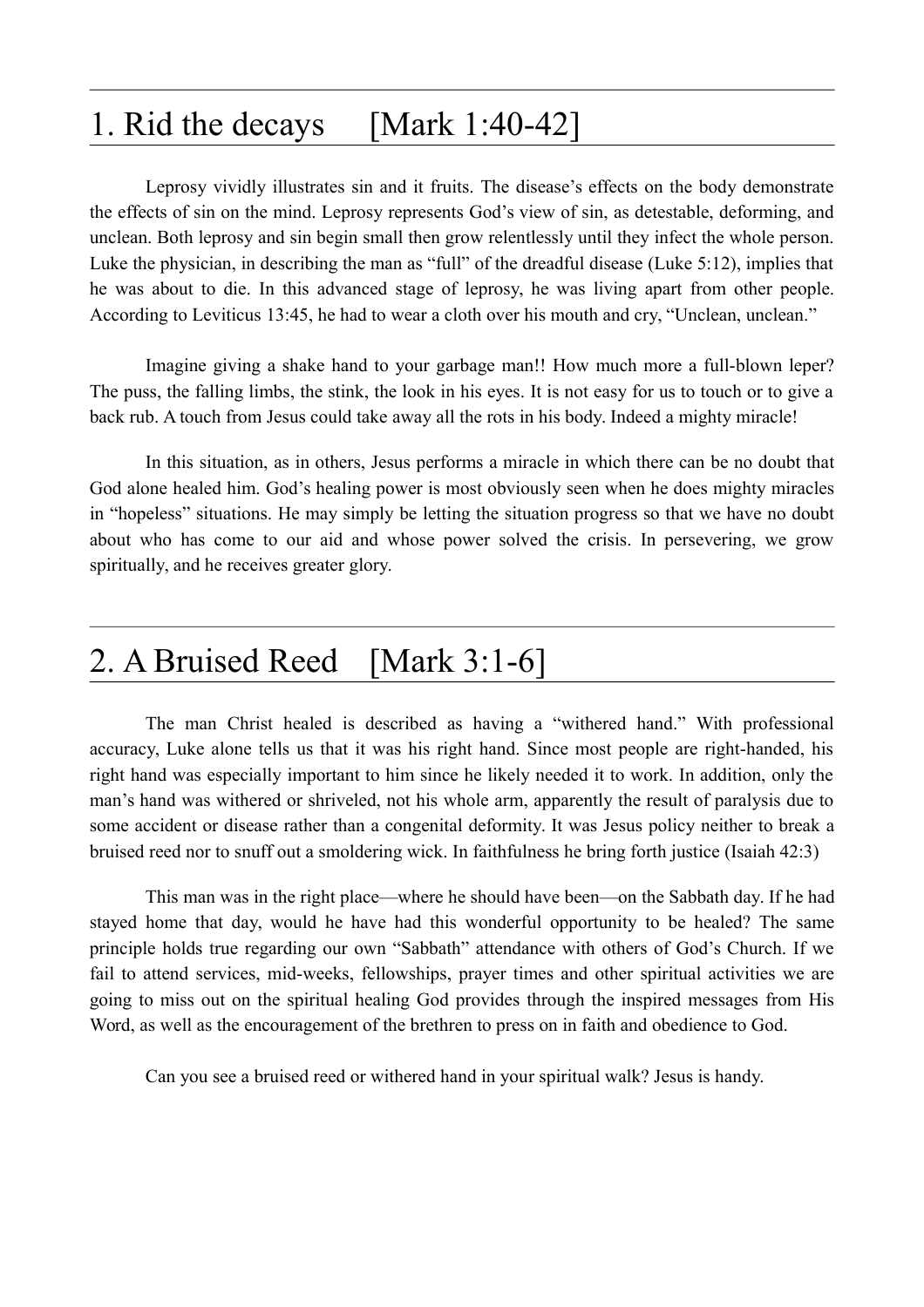## 1. Rid the decays [Mark 1:40-42]

Leprosy vividly illustrates sin and it fruits. The disease's effects on the body demonstrate the effects of sin on the mind. Leprosy represents God's view of sin, as detestable, deforming, and unclean. Both leprosy and sin begin small then grow relentlessly until they infect the whole person. Luke the physician, in describing the man as "full" of the dreadful disease (Luke 5:12), implies that he was about to die. In this advanced stage of leprosy, he was living apart from other people. According to Leviticus 13:45, he had to wear a cloth over his mouth and cry, "Unclean, unclean."

Imagine giving a shake hand to your garbage man!! How much more a full-blown leper? The puss, the falling limbs, the stink, the look in his eyes. It is not easy for us to touch or to give a back rub. A touch from Jesus could take away all the rots in his body. Indeed a mighty miracle!

In this situation, as in others, Jesus performs a miracle in which there can be no doubt that God alone healed him. God's healing power is most obviously seen when he does mighty miracles in "hopeless" situations. He may simply be letting the situation progress so that we have no doubt about who has come to our aid and whose power solved the crisis. In persevering, we grow spiritually, and he receives greater glory.

## 2. A Bruised Reed [Mark 3:1-6]

The man Christ healed is described as having a "withered hand." With professional accuracy, Luke alone tells us that it was his right hand. Since most people are right-handed, his right hand was especially important to him since he likely needed it to work. In addition, only the man's hand was withered or shriveled, not his whole arm, apparently the result of paralysis due to some accident or disease rather than a congenital deformity. It was Jesus policy neither to break a bruised reed nor to snuff out a smoldering wick. In faithfulness he bring forth justice (Isaiah 42:3)

This man was in the right place—where he should have been—on the Sabbath day. If he had stayed home that day, would he have had this wonderful opportunity to be healed? The same principle holds true regarding our own "Sabbath" attendance with others of God's Church. If we fail to attend services, mid-weeks, fellowships, prayer times and other spiritual activities we are going to miss out on the spiritual healing God provides through the inspired messages from His Word, as well as the encouragement of the brethren to press on in faith and obedience to God.

Can you see a bruised reed or withered hand in your spiritual walk? Jesus is handy.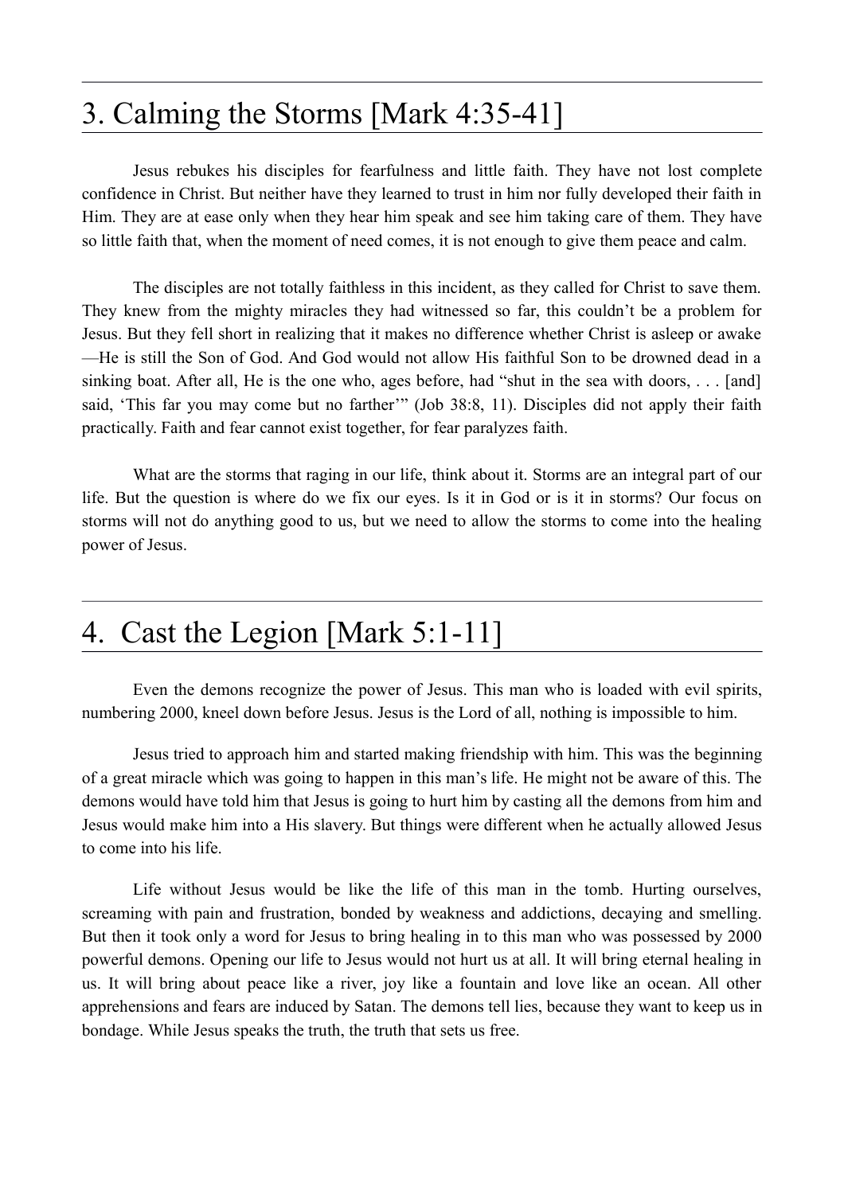## 3. Calming the Storms [Mark 4:35-41]

Jesus rebukes his disciples for fearfulness and little faith. They have not lost complete confidence in Christ. But neither have they learned to trust in him nor fully developed their faith in Him. They are at ease only when they hear him speak and see him taking care of them. They have so little faith that, when the moment of need comes, it is not enough to give them peace and calm.

The disciples are not totally faithless in this incident, as they called for Christ to save them. They knew from the mighty miracles they had witnessed so far, this couldn't be a problem for Jesus. But they fell short in realizing that it makes no difference whether Christ is asleep or awake —He is still the Son of God. And God would not allow His faithful Son to be drowned dead in a sinking boat. After all, He is the one who, ages before, had "shut in the sea with doors, . . . [and] said, 'This far you may come but no farther'" (Job 38:8, 11). Disciples did not apply their faith practically. Faith and fear cannot exist together, for fear paralyzes faith.

What are the storms that raging in our life, think about it. Storms are an integral part of our life. But the question is where do we fix our eyes. Is it in God or is it in storms? Our focus on storms will not do anything good to us, but we need to allow the storms to come into the healing power of Jesus.

## 4. Cast the Legion [Mark 5:1-11]

Even the demons recognize the power of Jesus. This man who is loaded with evil spirits, numbering 2000, kneel down before Jesus. Jesus is the Lord of all, nothing is impossible to him.

Jesus tried to approach him and started making friendship with him. This was the beginning of a great miracle which was going to happen in this man's life. He might not be aware of this. The demons would have told him that Jesus is going to hurt him by casting all the demons from him and Jesus would make him into a His slavery. But things were different when he actually allowed Jesus to come into his life.

Life without Jesus would be like the life of this man in the tomb. Hurting ourselves, screaming with pain and frustration, bonded by weakness and addictions, decaying and smelling. But then it took only a word for Jesus to bring healing in to this man who was possessed by 2000 powerful demons. Opening our life to Jesus would not hurt us at all. It will bring eternal healing in us. It will bring about peace like a river, joy like a fountain and love like an ocean. All other apprehensions and fears are induced by Satan. The demons tell lies, because they want to keep us in bondage. While Jesus speaks the truth, the truth that sets us free.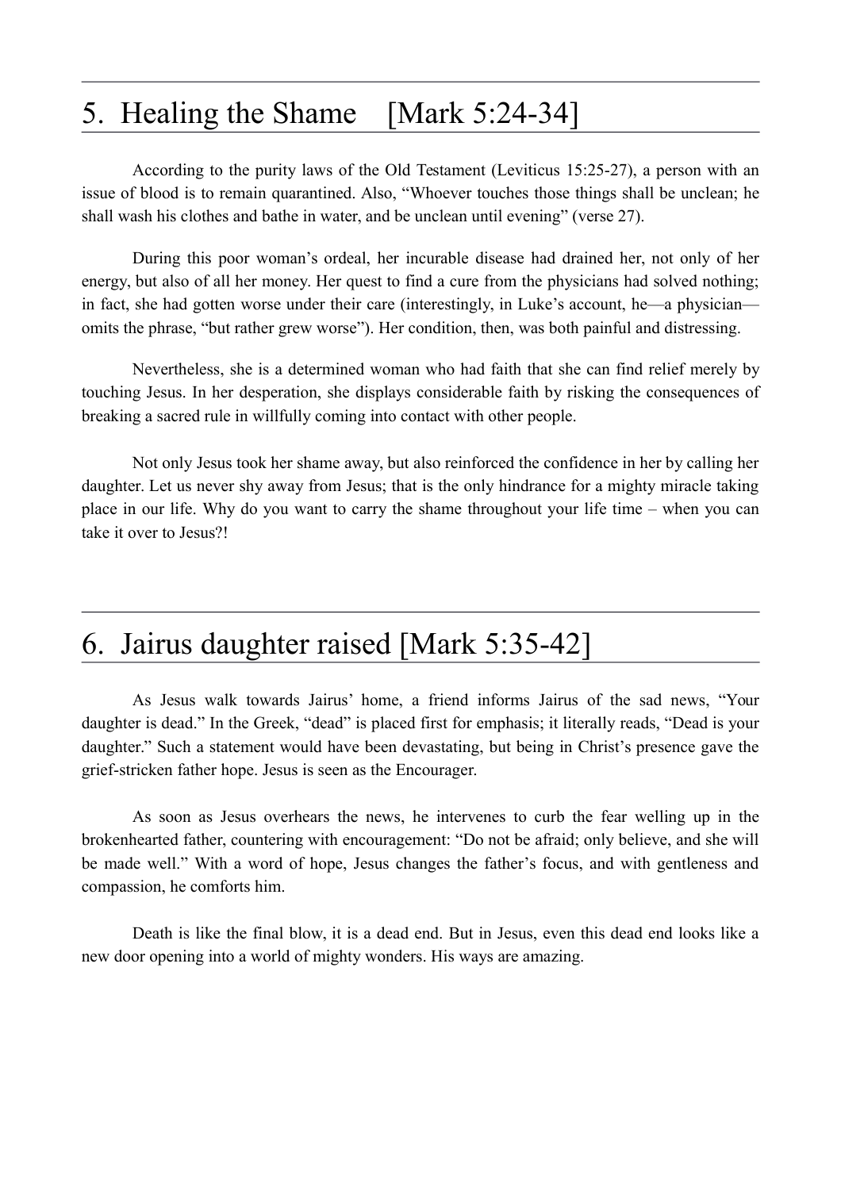## 5. Healing the Shame [Mark 5:24-34]

According to the purity laws of the Old Testament (Leviticus 15:25-27), a person with an issue of blood is to remain quarantined. Also, "Whoever touches those things shall be unclean; he shall wash his clothes and bathe in water, and be unclean until evening" (verse 27).

During this poor woman's ordeal, her incurable disease had drained her, not only of her energy, but also of all her money. Her quest to find a cure from the physicians had solved nothing; in fact, she had gotten worse under their care (interestingly, in Luke's account, he—a physician—omits the phrase, "but rather grew worse"). Her condition, then, was both painful and distressing.

Nevertheless, she is a determined woman who had faith that she can find relief merely by touching Jesus. In her desperation, she displays considerable faith by risking the consequences of breaking a sacred rule in willfully coming into contact with other people.

Not only Jesus took her shame away, but also reinforced the confidence in her by calling her daughter. Let us never shy away from Jesus; that is the only hindrance for a mighty miracle taking place in our life. Why do you want to carry the shame throughout your life time – when you can take it over to Jesus?!

## 6. Jairus daughter raised [Mark 5:35-42]

As Jesus walk towards Jairus' home, a friend informs Jairus of the sad news, "Your daughter is dead." In the Greek, "dead" is placed first for emphasis; it literally reads, "Dead is your daughter." Such a statement would have been devastating, but being in Christ's presence gave the grief-stricken father hope. Jesus is seen as the Encourager.

As soon as Jesus overhears the news, he intervenes to curb the fear welling up in the brokenhearted father, countering with encouragement: "Do not be afraid; only believe, and she will be made well." With a word of hope, Jesus changes the father's focus, and with gentleness and compassion, he comforts him.

Death is like the final blow, it is a dead end. But in Jesus, even this dead end looks like a new door opening into a world of mighty wonders. His ways are amazing.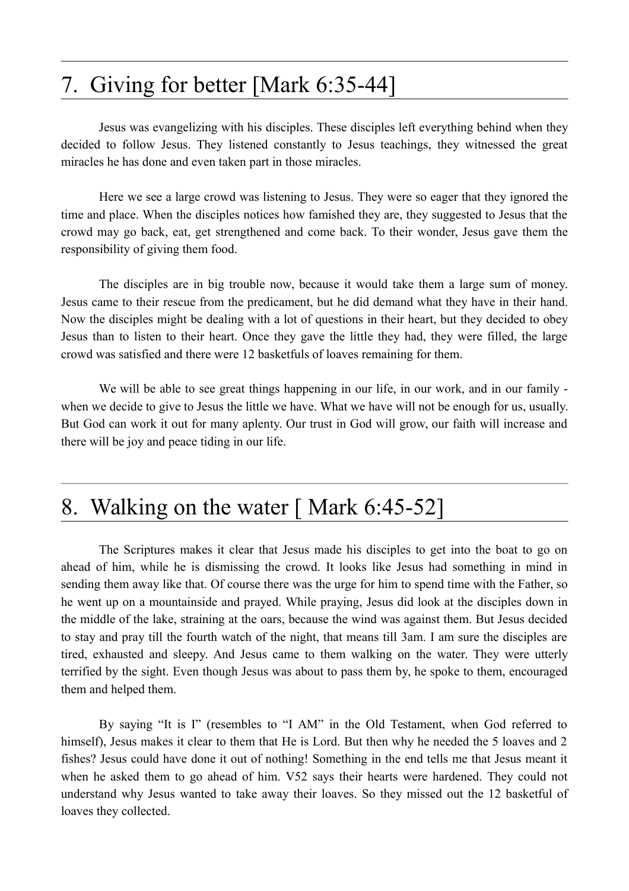## 7. Giving for better [Mark 6:35-44]

Jesus was evangelizing with his disciples. These disciples left everything behind when they decided to follow Jesus. They listened constantly to Jesus teachings, they witnessed the great miracles he has done and even taken part in those miracles.

Here we see a large crowd was listening to Jesus. They were so eager that they ignored the time and place. When the disciples notices how famished they are, they suggested to Jesus that the crowd may go back, eat, get strengthened and come back. To their wonder, Jesus gave them the responsibility of giving them food.

The disciples are in big trouble now, because it would take them a large sum of money. Jesus came to their rescue from the predicament, but he did demand what they have in their hand. Now the disciples might be dealing with a lot of questions in their heart, but they decided to obey Jesus than to listen to their heart. Once they gave the little they had, they were filled, the large crowd was satisfied and there were 12 basketfuls of loaves remaining for them.

We will be able to see great things happening in our life, in our work, and in our family - when we decide to give to Jesus the little we have. What we have will not be enough for us, usually. But God can work it out for many aplenty. Our trust in God will grow, our faith will increase and there will be joy and peace tiding in our life.

## 8. Walking on the water [ Mark 6:45-52]

The Scriptures makes it clear that Jesus made his disciples to get into the boat to go on ahead of him, while he is dismissing the crowd. It looks like Jesus had something in mind in sending them away like that. Of course there was the urge for him to spend time with the Father, so he went up on a mountainside and prayed. While praying, Jesus did look at the disciples down in the middle of the lake, straining at the oars, because the wind was against them. But Jesus decided to stay and pray till the fourth watch of the night, that means till 3am. I am sure the disciples are tired, exhausted and sleepy. And Jesus came to them walking on the water. They were utterly terrified by the sight. Even though Jesus was about to pass them by, he spoke to them, encouraged them and helped them.

By saying “It is I” (resembles to “I AM” in the Old Testament, when God referred to himself), Jesus makes it clear to them that He is Lord. But then why he needed the 5 loaves and 2 fishes? Jesus could have done it out of nothing! Something in the end tells me that Jesus meant it when he asked them to go ahead of him. V52 says their hearts were hardened. They could not understand why Jesus wanted to take away their loaves. So they missed out the 12 basketful of loaves they collected.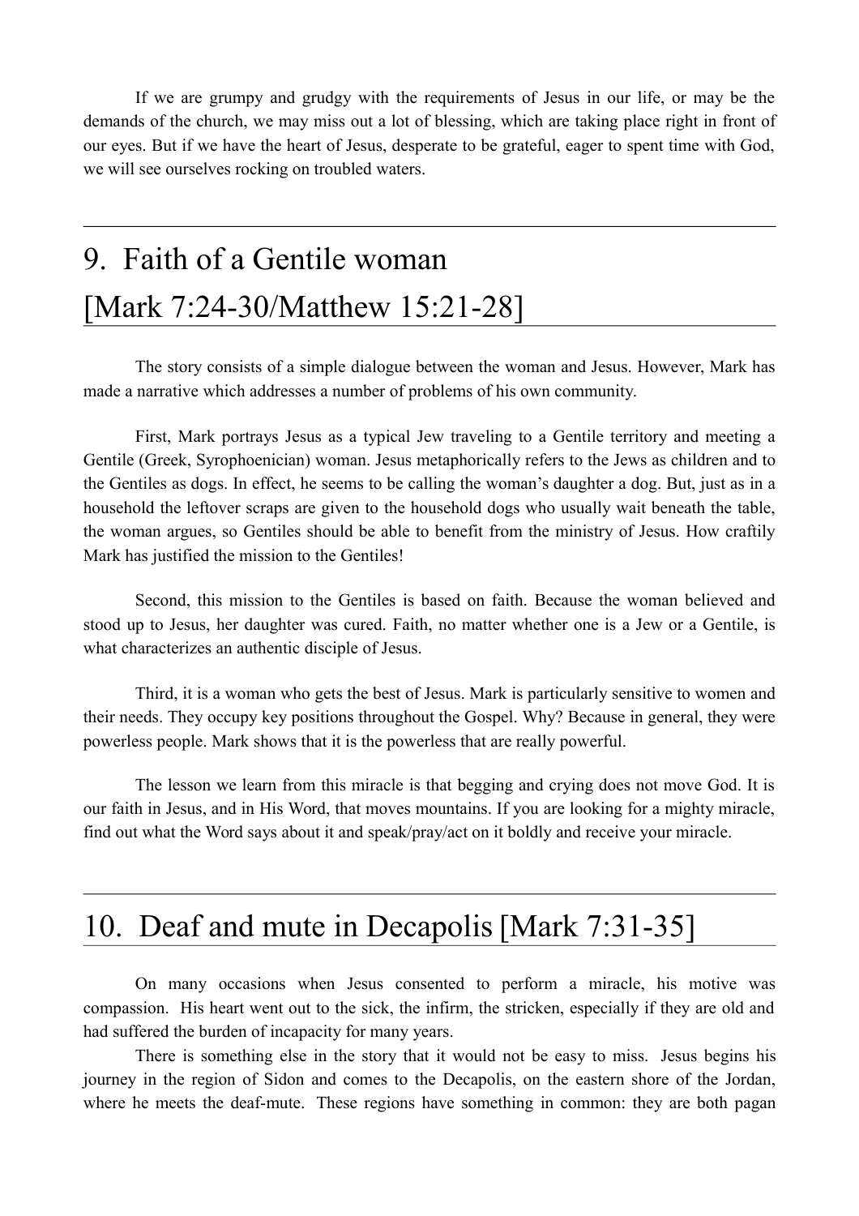If we are grumpy and grudgy with the requirements of Jesus in our life, or may be the demands of the church, we may miss out a lot of blessing, which are taking place right in front of our eyes. But if we have the heart of Jesus, desperate to be grateful, eager to spent time with God, we will see ourselves rocking on troubled waters.

---

# 9. Faith of a Gentile woman [Mark 7:24-30/Matthew 15:21-28]

The story consists of a simple dialogue between the woman and Jesus. However, Mark has made a narrative which addresses a number of problems of his own community.

First, Mark portrays Jesus as a typical Jew traveling to a Gentile territory and meeting a Gentile (Greek, Syrophoenician) woman. Jesus metaphorically refers to the Jews as children and to the Gentiles as dogs. In effect, he seems to be calling the woman's daughter a dog. But, just as in a household the leftover scraps are given to the household dogs who usually wait beneath the table, the woman argues, so Gentiles should be able to benefit from the ministry of Jesus. How craftily Mark has justified the mission to the Gentiles!

Second, this mission to the Gentiles is based on faith. Because the woman believed and stood up to Jesus, her daughter was cured. Faith, no matter whether one is a Jew or a Gentile, is what characterizes an authentic disciple of Jesus.

Third, it is a woman who gets the best of Jesus. Mark is particularly sensitive to women and their needs. They occupy key positions throughout the Gospel. Why? Because in general, they were powerless people. Mark shows that it is the powerless that are really powerful.

The lesson we learn from this miracle is that begging and crying does not move God. It is our faith in Jesus, and in His Word, that moves mountains. If you are looking for a mighty miracle, find out what the Word says about it and speak/pray/act on it boldly and receive your miracle.

---

# 10. Deaf and mute in Decapolis [Mark 7:31-35]

On many occasions when Jesus consented to perform a miracle, his motive was compassion. His heart went out to the sick, the infirm, the stricken, especially if they are old and had suffered the burden of incapacity for many years.

There is something else in the story that it would not be easy to miss. Jesus begins his journey in the region of Sidon and comes to the Decapolis, on the eastern shore of the Jordan, where he meets the deaf-mute. These regions have something in common: they are both pagan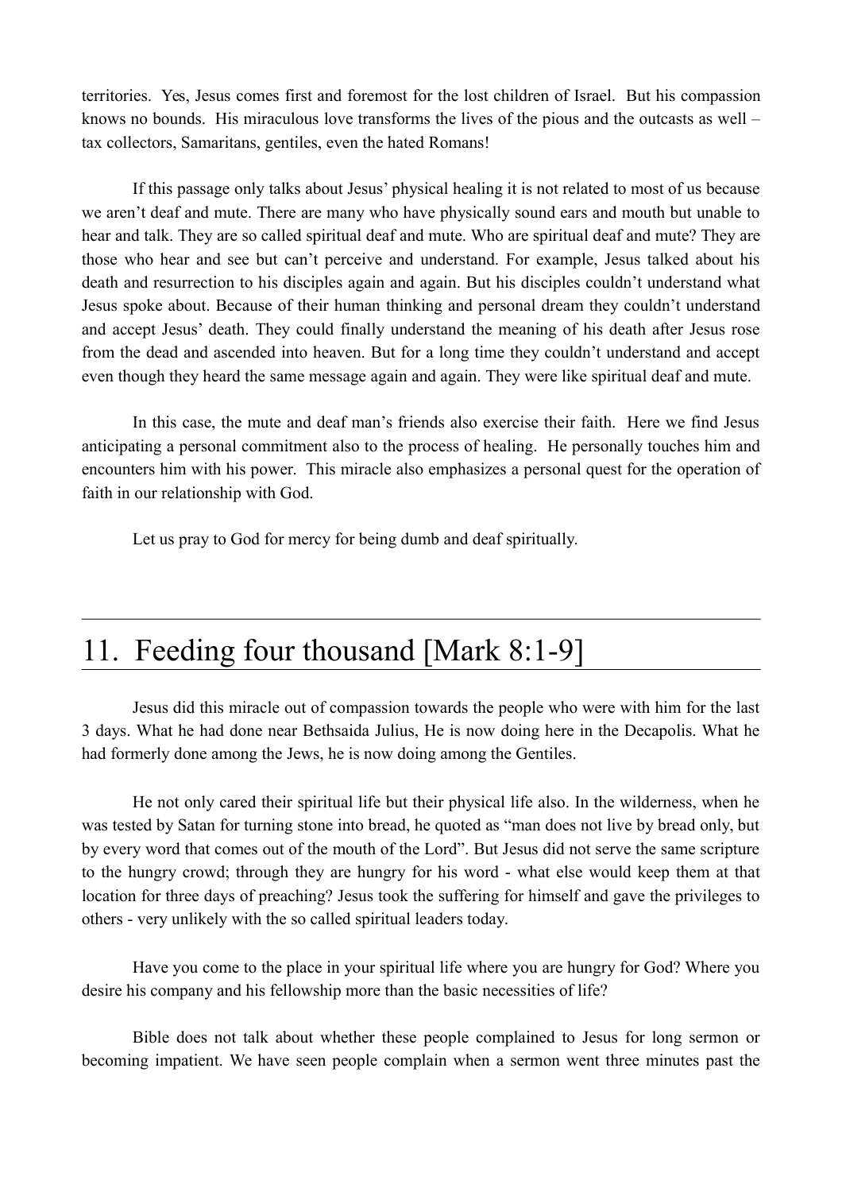territories. Yes, Jesus comes first and foremost for the lost children of Israel. But his compassion knows no bounds. His miraculous love transforms the lives of the pious and the outcasts as well – tax collectors, Samaritans, gentiles, even the hated Romans!

If this passage only talks about Jesus' physical healing it is not related to most of us because we aren't deaf and mute. There are many who have physically sound ears and mouth but unable to hear and talk. They are so called spiritual deaf and mute. Who are spiritual deaf and mute? They are those who hear and see but can't perceive and understand. For example, Jesus talked about his death and resurrection to his disciples again and again. But his disciples couldn't understand what Jesus spoke about. Because of their human thinking and personal dream they couldn't understand and accept Jesus' death. They could finally understand the meaning of his death after Jesus rose from the dead and ascended into heaven. But for a long time they couldn't understand and accept even though they heard the same message again and again. They were like spiritual deaf and mute.

In this case, the mute and deaf man's friends also exercise their faith. Here we find Jesus anticipating a personal commitment also to the process of healing. He personally touches him and encounters him with his power. This miracle also emphasizes a personal quest for the operation of faith in our relationship with God.

Let us pray to God for mercy for being dumb and deaf spiritually.

---

# 11. Feeding four thousand [Mark 8:1-9]

Jesus did this miracle out of compassion towards the people who were with him for the last 3 days. What he had done near Bethsaida Julius, He is now doing here in the Decapolis. What he had formerly done among the Jews, he is now doing among the Gentiles.

He not only cared their spiritual life but their physical life also. In the wilderness, when he was tested by Satan for turning stone into bread, he quoted as "man does not live by bread only, but by every word that comes out of the mouth of the Lord". But Jesus did not serve the same scripture to the hungry crowd; through they are hungry for his word - what else would keep them at that location for three days of preaching? Jesus took the suffering for himself and gave the privileges to others - very unlikely with the so called spiritual leaders today.

Have you come to the place in your spiritual life where you are hungry for God? Where you desire his company and his fellowship more than the basic necessities of life?

Bible does not talk about whether these people complained to Jesus for long sermon or becoming impatient. We have seen people complain when a sermon went three minutes past the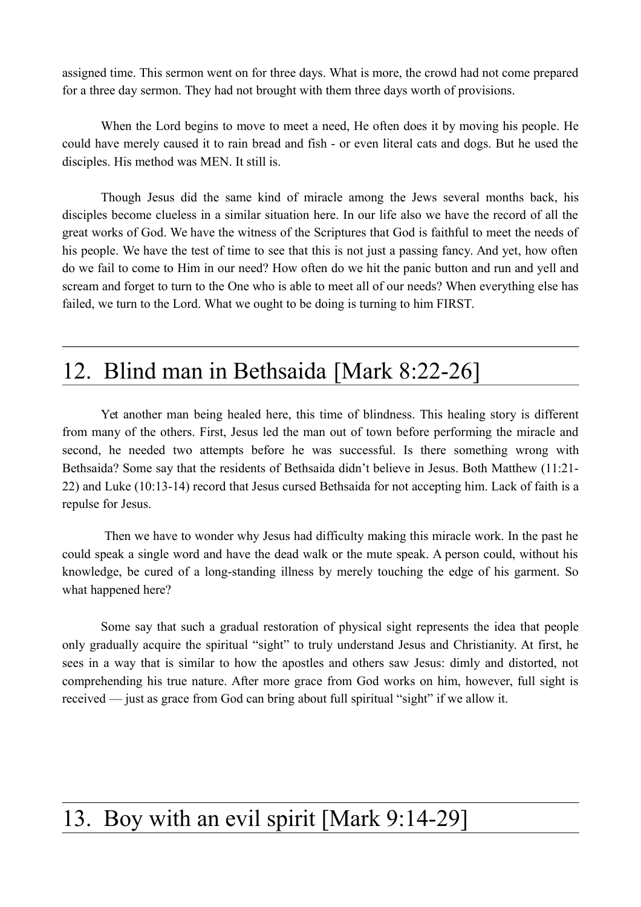assigned time. This sermon went on for three days. What is more, the crowd had not come prepared for a three day sermon. They had not brought with them three days worth of provisions.

When the Lord begins to move to meet a need, He often does it by moving his people. He could have merely caused it to rain bread and fish - or even literal cats and dogs. But he used the disciples. His method was MEN. It still is.

Though Jesus did the same kind of miracle among the Jews several months back, his disciples become clueless in a similar situation here. In our life also we have the record of all the great works of God. We have the witness of the Scriptures that God is faithful to meet the needs of his people. We have the test of time to see that this is not just a passing fancy. And yet, how often do we fail to come to Him in our need? How often do we hit the panic button and run and yell and scream and forget to turn to the One who is able to meet all of our needs? When everything else has failed, we turn to the Lord. What we ought to be doing is turning to him FIRST.

# 12. Blind man in Bethsaida [Mark 8:22-26]

Yet another man being healed here, this time of blindness. This healing story is different from many of the others. First, Jesus led the man out of town before performing the miracle and second, he needed two attempts before he was successful. Is there something wrong with Bethsaida? Some say that the residents of Bethsaida didn't believe in Jesus. Both Matthew (11:21-22) and Luke (10:13-14) record that Jesus cursed Bethsaida for not accepting him. Lack of faith is a repulse for Jesus.

Then we have to wonder why Jesus had difficulty making this miracle work. In the past he could speak a single word and have the dead walk or the mute speak. A person could, without his knowledge, be cured of a long-standing illness by merely touching the edge of his garment. So what happened here?

Some say that such a gradual restoration of physical sight represents the idea that people only gradually acquire the spiritual "sight" to truly understand Jesus and Christianity. At first, he sees in a way that is similar to how the apostles and others saw Jesus: dimly and distorted, not comprehending his true nature. After more grace from God works on him, however, full sight is received — just as grace from God can bring about full spiritual "sight" if we allow it.

# 13. Boy with an evil spirit [Mark 9:14-29]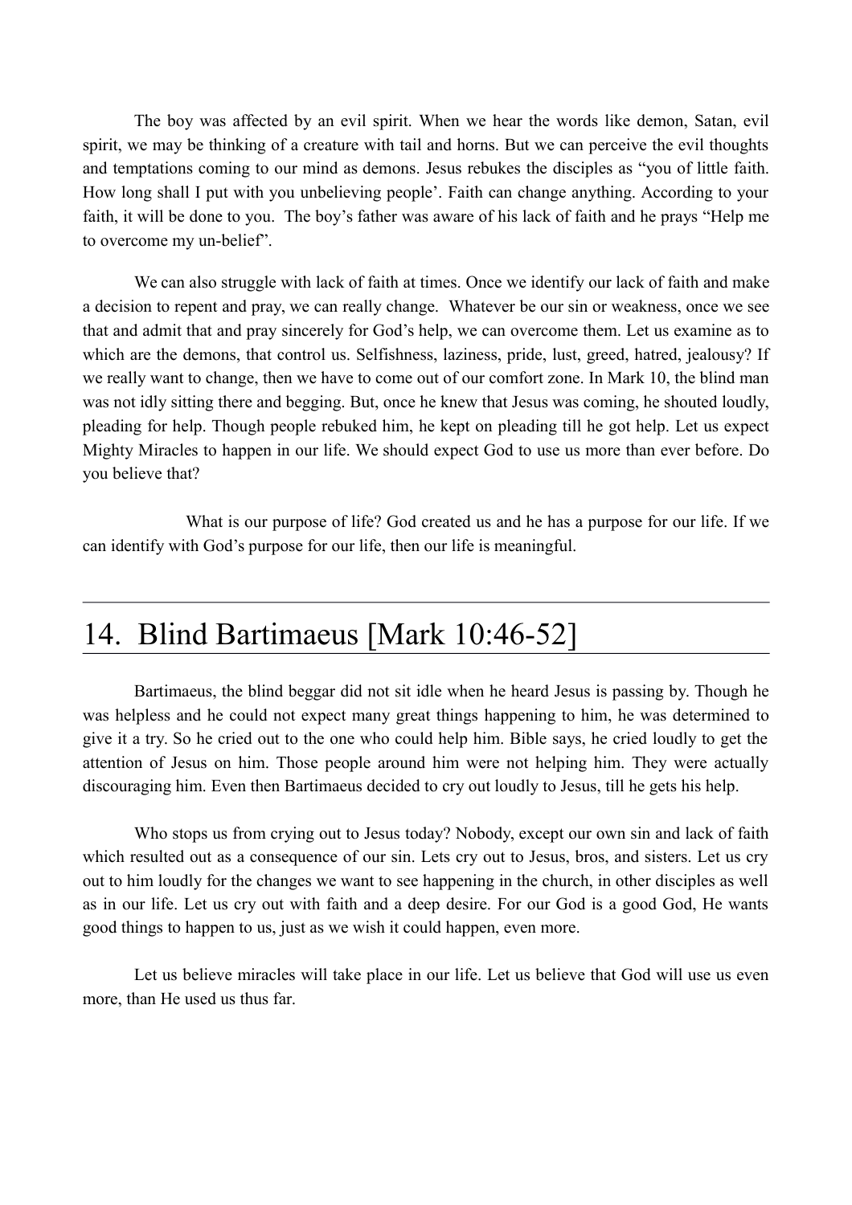The boy was affected by an evil spirit. When we hear the words like demon, Satan, evil spirit, we may be thinking of a creature with tail and horns. But we can perceive the evil thoughts and temptations coming to our mind as demons. Jesus rebukes the disciples as “you of little faith. How long shall I put with you unbelieving people’. Faith can change anything. According to your faith, it will be done to you. The boy’s father was aware of his lack of faith and he prays “Help me to overcome my un-belief”.

We can also struggle with lack of faith at times. Once we identify our lack of faith and make a decision to repent and pray, we can really change. Whatever be our sin or weakness, once we see that and admit that and pray sincerely for God’s help, we can overcome them. Let us examine as to which are the demons, that control us. Selfishness, laziness, pride, lust, greed, hatred, jealousy? If we really want to change, then we have to come out of our comfort zone. In Mark 10, the blind man was not idly sitting there and begging. But, once he knew that Jesus was coming, he shouted loudly, pleading for help. Though people rebuked him, he kept on pleading till he got help. Let us expect Mighty Miracles to happen in our life. We should expect God to use us more than ever before. Do you believe that?

What is our purpose of life? God created us and he has a purpose for our life. If we can identify with God’s purpose for our life, then our life is meaningful.

---

# 14. Blind Bartimaeus [Mark 10:46-52]

Bartimaeus, the blind beggar did not sit idle when he heard Jesus is passing by. Though he was helpless and he could not expect many great things happening to him, he was determined to give it a try. So he cried out to the one who could help him. Bible says, he cried loudly to get the attention of Jesus on him. Those people around him were not helping him. They were actually discouraging him. Even then Bartimaeus decided to cry out loudly to Jesus, till he gets his help.

Who stops us from crying out to Jesus today? Nobody, except our own sin and lack of faith which resulted out as a consequence of our sin. Lets cry out to Jesus, bros, and sisters. Let us cry out to him loudly for the changes we want to see happening in the church, in other disciples as well as in our life. Let us cry out with faith and a deep desire. For our God is a good God, He wants good things to happen to us, just as we wish it could happen, even more.

Let us believe miracles will take place in our life. Let us believe that God will use us even more, than He used us thus far.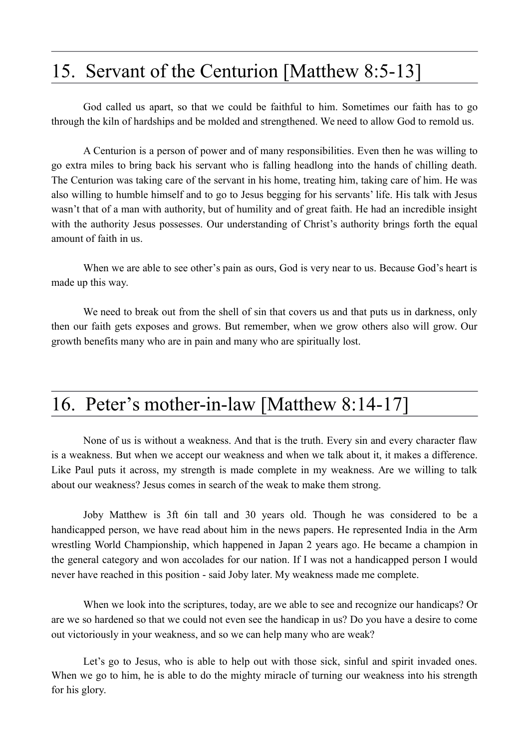## 15. Servant of the Centurion [Matthew 8:5-13]

God called us apart, so that we could be faithful to him. Sometimes our faith has to go through the kiln of hardships and be molded and strengthened. We need to allow God to remold us.

A Centurion is a person of power and of many responsibilities. Even then he was willing to go extra miles to bring back his servant who is falling headlong into the hands of chilling death. The Centurion was taking care of the servant in his home, treating him, taking care of him. He was also willing to humble himself and to go to Jesus begging for his servants' life. His talk with Jesus wasn't that of a man with authority, but of humility and of great faith. He had an incredible insight with the authority Jesus possesses. Our understanding of Christ's authority brings forth the equal amount of faith in us.

When we are able to see other's pain as ours, God is very near to us. Because God's heart is made up this way.

We need to break out from the shell of sin that covers us and that puts us in darkness, only then our faith gets exposes and grows. But remember, when we grow others also will grow. Our growth benefits many who are in pain and many who are spiritually lost.

## 16. Peter's mother-in-law [Matthew 8:14-17]

None of us is without a weakness. And that is the truth. Every sin and every character flaw is a weakness. But when we accept our weakness and when we talk about it, it makes a difference. Like Paul puts it across, my strength is made complete in my weakness. Are we willing to talk about our weakness? Jesus comes in search of the weak to make them strong.

Joby Matthew is 3ft 6in tall and 30 years old. Though he was considered to be a handicapped person, we have read about him in the news papers. He represented India in the Arm wrestling World Championship, which happened in Japan 2 years ago. He became a champion in the general category and won accolades for our nation. If I was not a handicapped person I would never have reached in this position - said Joby later. My weakness made me complete.

When we look into the scriptures, today, are we able to see and recognize our handicaps? Or are we so hardened so that we could not even see the handicap in us? Do you have a desire to come out victoriously in your weakness, and so we can help many who are weak?

Let's go to Jesus, who is able to help out with those sick, sinful and spirit invaded ones. When we go to him, he is able to do the mighty miracle of turning our weakness into his strength for his glory.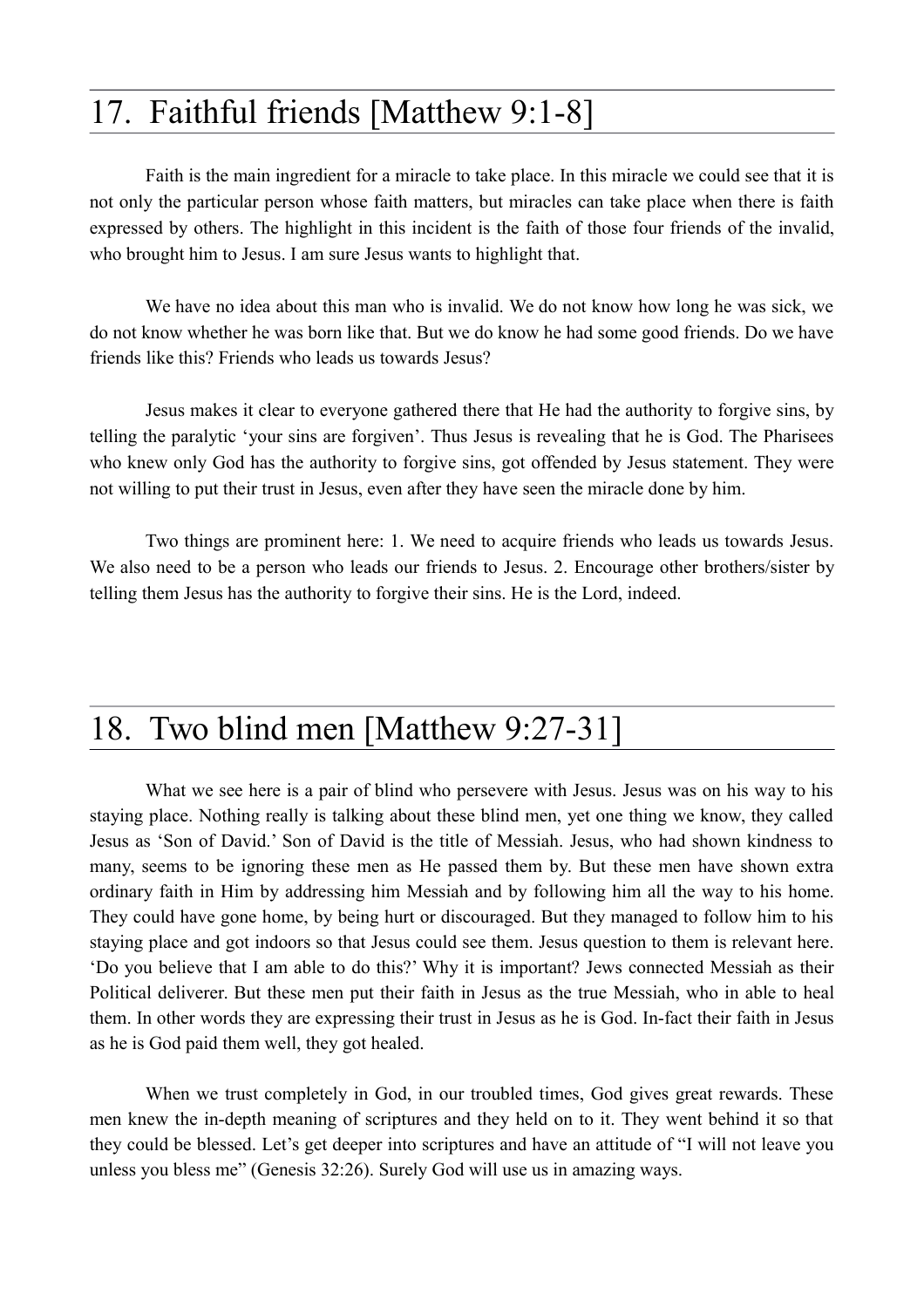## 17. Faithful friends [Matthew 9:1-8]

Faith is the main ingredient for a miracle to take place. In this miracle we could see that it is not only the particular person whose faith matters, but miracles can take place when there is faith expressed by others. The highlight in this incident is the faith of those four friends of the invalid, who brought him to Jesus. I am sure Jesus wants to highlight that.

We have no idea about this man who is invalid. We do not know how long he was sick, we do not know whether he was born like that. But we do know he had some good friends. Do we have friends like this? Friends who leads us towards Jesus?

Jesus makes it clear to everyone gathered there that He had the authority to forgive sins, by telling the paralytic 'your sins are forgiven'. Thus Jesus is revealing that he is God. The Pharisees who knew only God has the authority to forgive sins, got offended by Jesus statement. They were not willing to put their trust in Jesus, even after they have seen the miracle done by him.

Two things are prominent here: 1. We need to acquire friends who leads us towards Jesus. We also need to be a person who leads our friends to Jesus. 2. Encourage other brothers/sister by telling them Jesus has the authority to forgive their sins. He is the Lord, indeed.

## 18. Two blind men [Matthew 9:27-31]

What we see here is a pair of blind who persevere with Jesus. Jesus was on his way to his staying place. Nothing really is talking about these blind men, yet one thing we know, they called Jesus as 'Son of David.' Son of David is the title of Messiah. Jesus, who had shown kindness to many, seems to be ignoring these men as He passed them by. But these men have shown extra ordinary faith in Him by addressing him Messiah and by following him all the way to his home. They could have gone home, by being hurt or discouraged. But they managed to follow him to his staying place and got indoors so that Jesus could see them. Jesus question to them is relevant here. 'Do you believe that I am able to do this?' Why it is important? Jews connected Messiah as their Political deliverer. But these men put their faith in Jesus as the true Messiah, who in able to heal them. In other words they are expressing their trust in Jesus as he is God. In-fact their faith in Jesus as he is God paid them well, they got healed.

When we trust completely in God, in our troubled times, God gives great rewards. These men knew the in-depth meaning of scriptures and they held on to it. They went behind it so that they could be blessed. Let's get deeper into scriptures and have an attitude of "I will not leave you unless you bless me" (Genesis 32:26). Surely God will use us in amazing ways.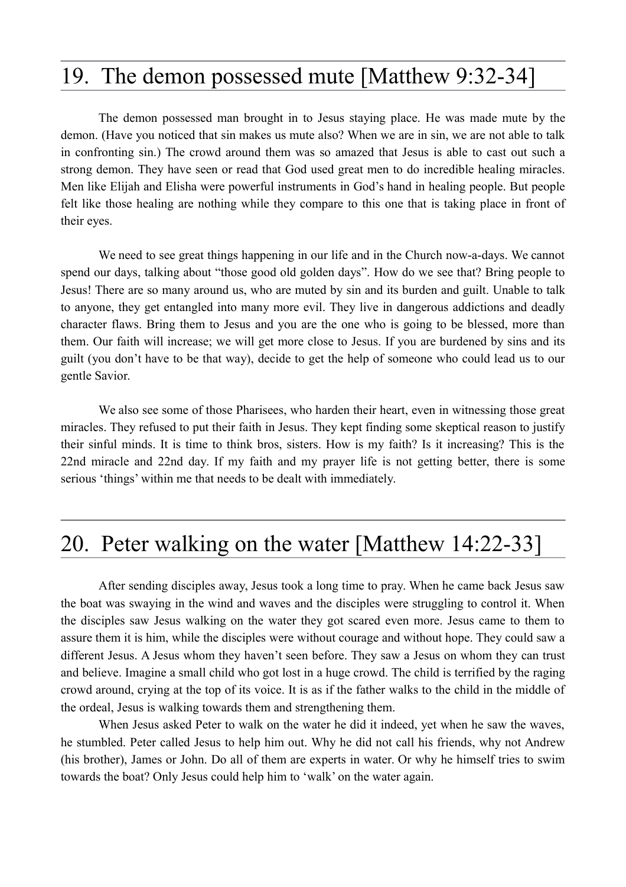## 19. The demon possessed mute [Matthew 9:32-34]

The demon possessed man brought in to Jesus staying place. He was made mute by the demon. (Have you noticed that sin makes us mute also? When we are in sin, we are not able to talk in confronting sin.) The crowd around them was so amazed that Jesus is able to cast out such a strong demon. They have seen or read that God used great men to do incredible healing miracles. Men like Elijah and Elisha were powerful instruments in God's hand in healing people. But people felt like those healing are nothing while they compare to this one that is taking place in front of their eyes.

We need to see great things happening in our life and in the Church now-a-days. We cannot spend our days, talking about "those good old golden days". How do we see that? Bring people to Jesus! There are so many around us, who are muted by sin and its burden and guilt. Unable to talk to anyone, they get entangled into many more evil. They live in dangerous addictions and deadly character flaws. Bring them to Jesus and you are the one who is going to be blessed, more than them. Our faith will increase; we will get more close to Jesus. If you are burdened by sins and its guilt (you don't have to be that way), decide to get the help of someone who could lead us to our gentle Savior.

We also see some of those Pharisees, who harden their heart, even in witnessing those great miracles. They refused to put their faith in Jesus. They kept finding some skeptical reason to justify their sinful minds. It is time to think bros, sisters. How is my faith? Is it increasing? This is the 22nd miracle and 22nd day. If my faith and my prayer life is not getting better, there is some serious 'things' within me that needs to be dealt with immediately.

## 20. Peter walking on the water [Matthew 14:22-33]

After sending disciples away, Jesus took a long time to pray. When he came back Jesus saw the boat was swaying in the wind and waves and the disciples were struggling to control it. When the disciples saw Jesus walking on the water they got scared even more. Jesus came to them to assure them it is him, while the disciples were without courage and without hope. They could saw a different Jesus. A Jesus whom they haven't seen before. They saw a Jesus on whom they can trust and believe. Imagine a small child who got lost in a huge crowd. The child is terrified by the raging crowd around, crying at the top of its voice. It is as if the father walks to the child in the middle of the ordeal, Jesus is walking towards them and strengthening them.

When Jesus asked Peter to walk on the water he did it indeed, yet when he saw the waves, he stumbled. Peter called Jesus to help him out. Why he did not call his friends, why not Andrew (his brother), James or John. Do all of them are experts in water. Or why he himself tries to swim towards the boat? Only Jesus could help him to 'walk' on the water again.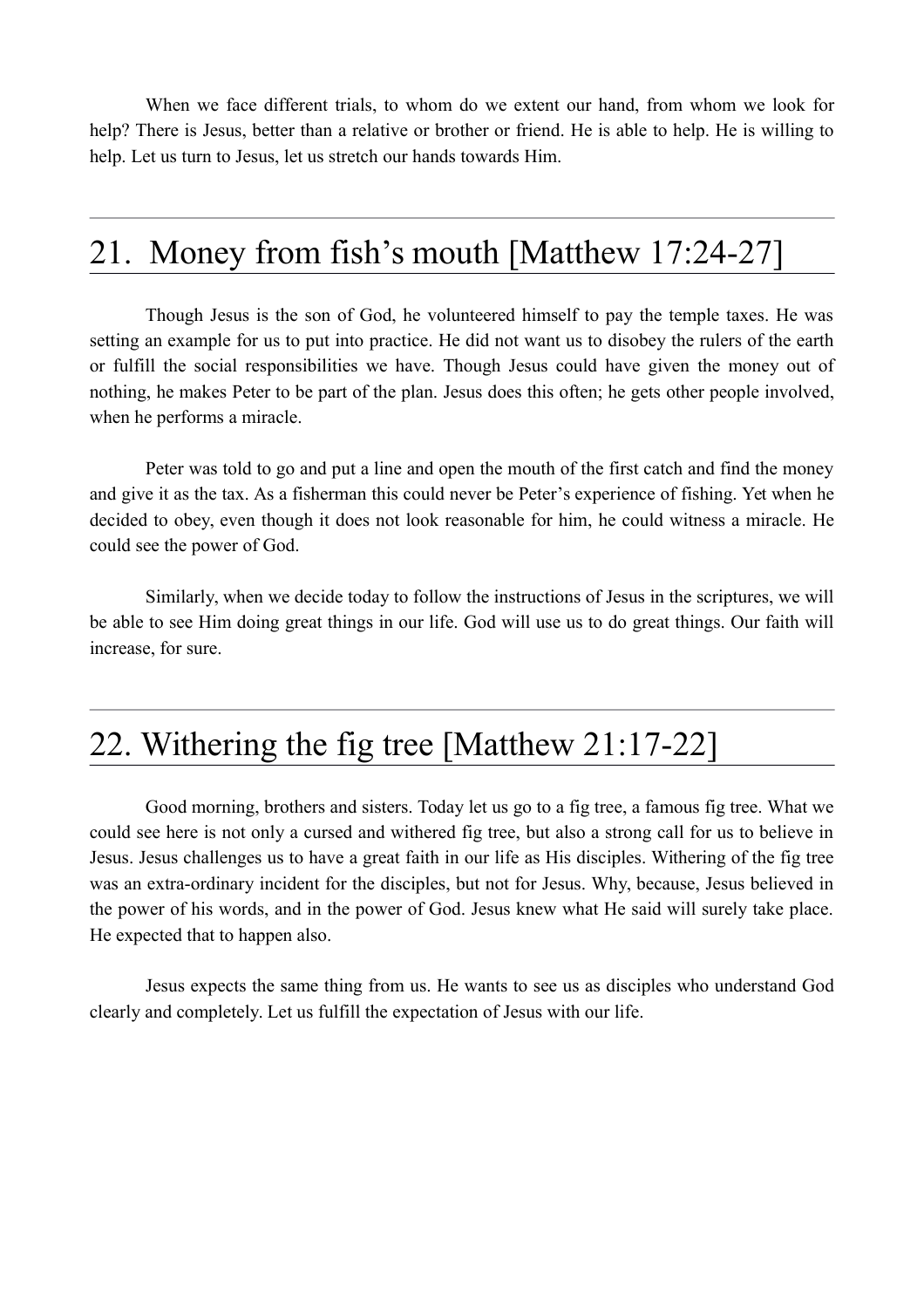When we face different trials, to whom do we extent our hand, from whom we look for help? There is Jesus, better than a relative or brother or friend. He is able to help. He is willing to help. Let us turn to Jesus, let us stretch our hands towards Him.

---

## 21. Money from fish's mouth [Matthew 17:24-27]

Though Jesus is the son of God, he volunteered himself to pay the temple taxes. He was setting an example for us to put into practice. He did not want us to disobey the rulers of the earth or fulfill the social responsibilities we have. Though Jesus could have given the money out of nothing, he makes Peter to be part of the plan. Jesus does this often; he gets other people involved, when he performs a miracle.

Peter was told to go and put a line and open the mouth of the first catch and find the money and give it as the tax. As a fisherman this could never be Peter's experience of fishing. Yet when he decided to obey, even though it does not look reasonable for him, he could witness a miracle. He could see the power of God.

Similarly, when we decide today to follow the instructions of Jesus in the scriptures, we will be able to see Him doing great things in our life. God will use us to do great things. Our faith will increase, for sure.

---

## 22. Withering the fig tree [Matthew 21:17-22]

Good morning, brothers and sisters. Today let us go to a fig tree, a famous fig tree. What we could see here is not only a cursed and withered fig tree, but also a strong call for us to believe in Jesus. Jesus challenges us to have a great faith in our life as His disciples. Withering of the fig tree was an extra-ordinary incident for the disciples, but not for Jesus. Why, because, Jesus believed in the power of his words, and in the power of God. Jesus knew what He said will surely take place. He expected that to happen also.

Jesus expects the same thing from us. He wants to see us as disciples who understand God clearly and completely. Let us fulfill the expectation of Jesus with our life.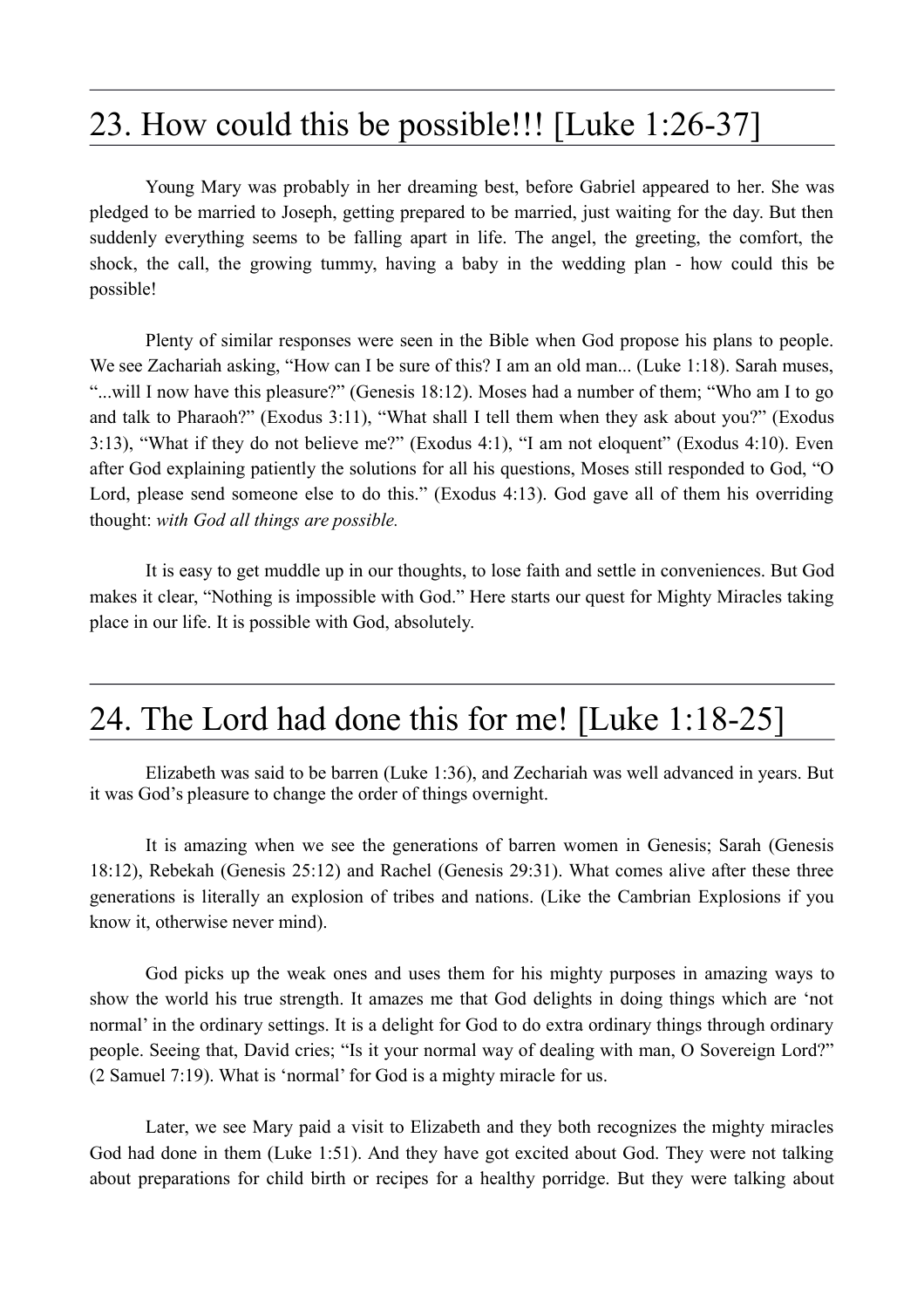## 23. How could this be possible!!! [Luke 1:26-37]

Young Mary was probably in her dreaming best, before Gabriel appeared to her. She was pledged to be married to Joseph, getting prepared to be married, just waiting for the day. But then suddenly everything seems to be falling apart in life. The angel, the greeting, the comfort, the shock, the call, the growing tummy, having a baby in the wedding plan - how could this be possible!

Plenty of similar responses were seen in the Bible when God propose his plans to people. We see Zachariah asking, "How can I be sure of this? I am an old man... (Luke 1:18). Sarah muses, "...will I now have this pleasure?" (Genesis 18:12). Moses had a number of them; "Who am I to go and talk to Pharaoh?" (Exodus 3:11), "What shall I tell them when they ask about you?" (Exodus 3:13), "What if they do not believe me?" (Exodus 4:1), "I am not eloquent" (Exodus 4:10). Even after God explaining patiently the solutions for all his questions, Moses still responded to God, "O Lord, please send someone else to do this." (Exodus 4:13). God gave all of them his overriding thought: *with God all things are possible.*

It is easy to get muddle up in our thoughts, to lose faith and settle in conveniences. But God makes it clear, "Nothing is impossible with God." Here starts our quest for Mighty Miracles taking place in our life. It is possible with God, absolutely.

## 24. The Lord had done this for me! [Luke 1:18-25]

Elizabeth was said to be barren (Luke 1:36), and Zechariah was well advanced in years. But it was God's pleasure to change the order of things overnight.

It is amazing when we see the generations of barren women in Genesis; Sarah (Genesis 18:12), Rebekah (Genesis 25:12) and Rachel (Genesis 29:31). What comes alive after these three generations is literally an explosion of tribes and nations. (Like the Cambrian Explosions if you know it, otherwise never mind).

God picks up the weak ones and uses them for his mighty purposes in amazing ways to show the world his true strength. It amazes me that God delights in doing things which are 'not normal' in the ordinary settings. It is a delight for God to do extra ordinary things through ordinary people. Seeing that, David cries; "Is it your normal way of dealing with man, O Sovereign Lord?" (2 Samuel 7:19). What is 'normal' for God is a mighty miracle for us.

Later, we see Mary paid a visit to Elizabeth and they both recognizes the mighty miracles God had done in them (Luke 1:51). And they have got excited about God. They were not talking about preparations for child birth or recipes for a healthy porridge. But they were talking about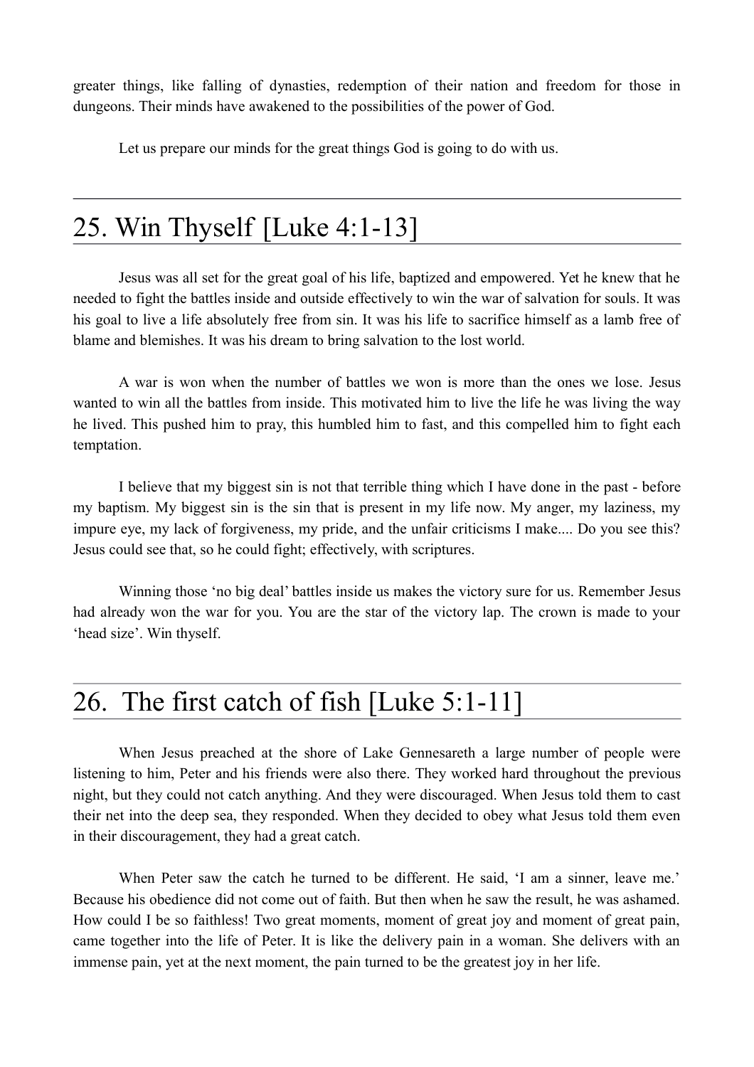greater things, like falling of dynasties, redemption of their nation and freedom for those in dungeons. Their minds have awakened to the possibilities of the power of God.

Let us prepare our minds for the great things God is going to do with us.

---

# 25. Win Thyself [Luke 4:1-13]

Jesus was all set for the great goal of his life, baptized and empowered. Yet he knew that he needed to fight the battles inside and outside effectively to win the war of salvation for souls. It was his goal to live a life absolutely free from sin. It was his life to sacrifice himself as a lamb free of blame and blemishes. It was his dream to bring salvation to the lost world.

A war is won when the number of battles we won is more than the ones we lose. Jesus wanted to win all the battles from inside. This motivated him to live the life he was living the way he lived. This pushed him to pray, this humbled him to fast, and this compelled him to fight each temptation.

I believe that my biggest sin is not that terrible thing which I have done in the past - before my baptism. My biggest sin is the sin that is present in my life now. My anger, my laziness, my impure eye, my lack of forgiveness, my pride, and the unfair criticisms I make.... Do you see this? Jesus could see that, so he could fight; effectively, with scriptures.

Winning those 'no big deal' battles inside us makes the victory sure for us. Remember Jesus had already won the war for you. You are the star of the victory lap. The crown is made to your 'head size'. Win thyself.

# 26. The first catch of fish [Luke 5:1-11]

When Jesus preached at the shore of Lake Gennesareth a large number of people were listening to him, Peter and his friends were also there. They worked hard throughout the previous night, but they could not catch anything. And they were discouraged. When Jesus told them to cast their net into the deep sea, they responded. When they decided to obey what Jesus told them even in their discouragement, they had a great catch.

When Peter saw the catch he turned to be different. He said, 'I am a sinner, leave me.' Because his obedience did not come out of faith. But then when he saw the result, he was ashamed. How could I be so faithless! Two great moments, moment of great joy and moment of great pain, came together into the life of Peter. It is like the delivery pain in a woman. She delivers with an immense pain, yet at the next moment, the pain turned to be the greatest joy in her life.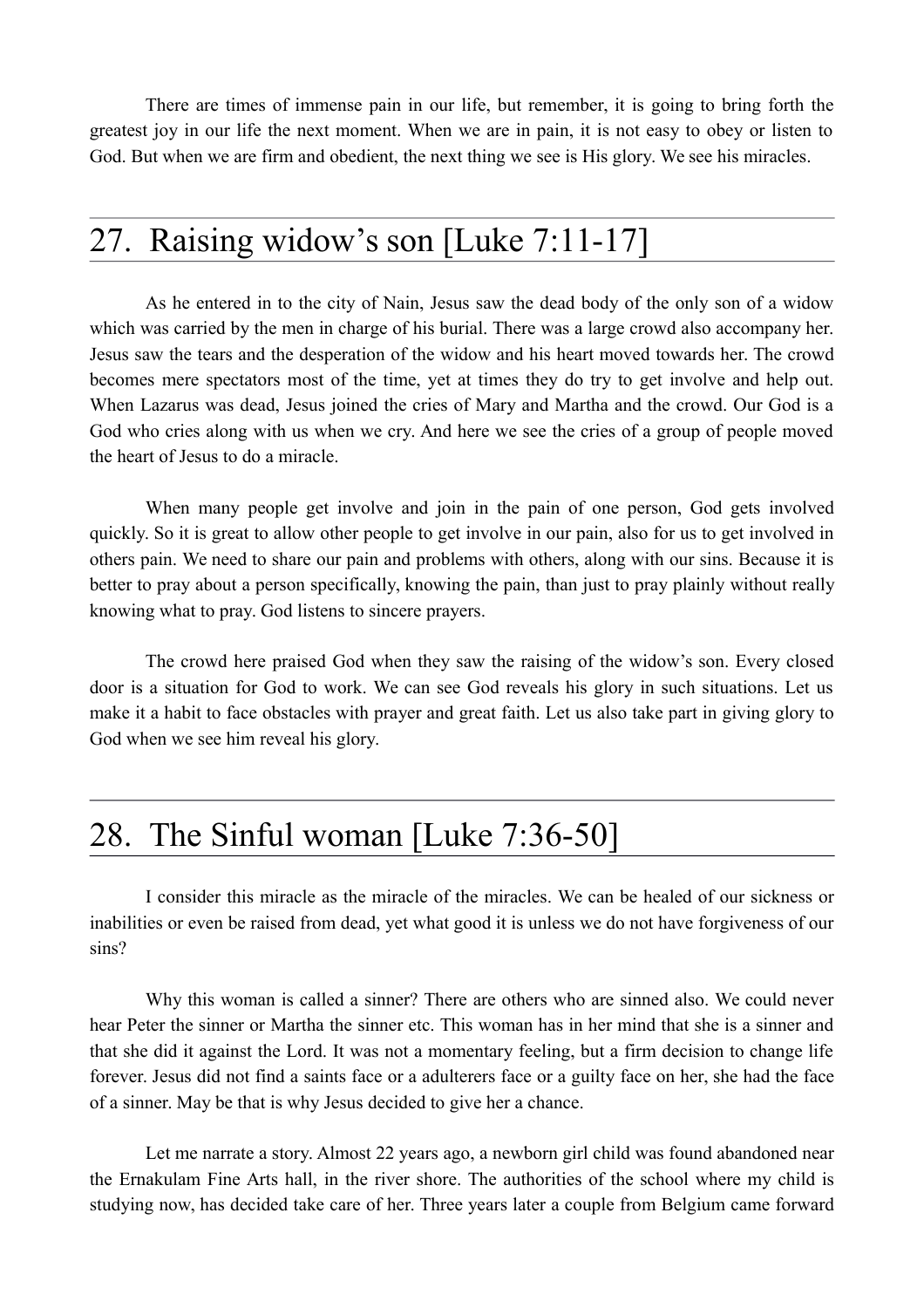There are times of immense pain in our life, but remember, it is going to bring forth the greatest joy in our life the next moment. When we are in pain, it is not easy to obey or listen to God. But when we are firm and obedient, the next thing we see is His glory. We see his miracles.

## 27. Raising widow's son [Luke 7:11-17]

As he entered in to the city of Nain, Jesus saw the dead body of the only son of a widow which was carried by the men in charge of his burial. There was a large crowd also accompany her. Jesus saw the tears and the desperation of the widow and his heart moved towards her. The crowd becomes mere spectators most of the time, yet at times they do try to get involve and help out. When Lazarus was dead, Jesus joined the cries of Mary and Martha and the crowd. Our God is a God who cries along with us when we cry. And here we see the cries of a group of people moved the heart of Jesus to do a miracle.

When many people get involve and join in the pain of one person, God gets involved quickly. So it is great to allow other people to get involve in our pain, also for us to get involved in others pain. We need to share our pain and problems with others, along with our sins. Because it is better to pray about a person specifically, knowing the pain, than just to pray plainly without really knowing what to pray. God listens to sincere prayers.

The crowd here praised God when they saw the raising of the widow's son. Every closed door is a situation for God to work. We can see God reveals his glory in such situations. Let us make it a habit to face obstacles with prayer and great faith. Let us also take part in giving glory to God when we see him reveal his glory.

## 28. The Sinful woman [Luke 7:36-50]

I consider this miracle as the miracle of the miracles. We can be healed of our sickness or inabilities or even be raised from dead, yet what good it is unless we do not have forgiveness of our sins?

Why this woman is called a sinner? There are others who are sinned also. We could never hear Peter the sinner or Martha the sinner etc. This woman has in her mind that she is a sinner and that she did it against the Lord. It was not a momentary feeling, but a firm decision to change life forever. Jesus did not find a saints face or a adulterers face or a guilty face on her, she had the face of a sinner. May be that is why Jesus decided to give her a chance.

Let me narrate a story. Almost 22 years ago, a newborn girl child was found abandoned near the Ernakulam Fine Arts hall, in the river shore. The authorities of the school where my child is studying now, has decided take care of her. Three years later a couple from Belgium came forward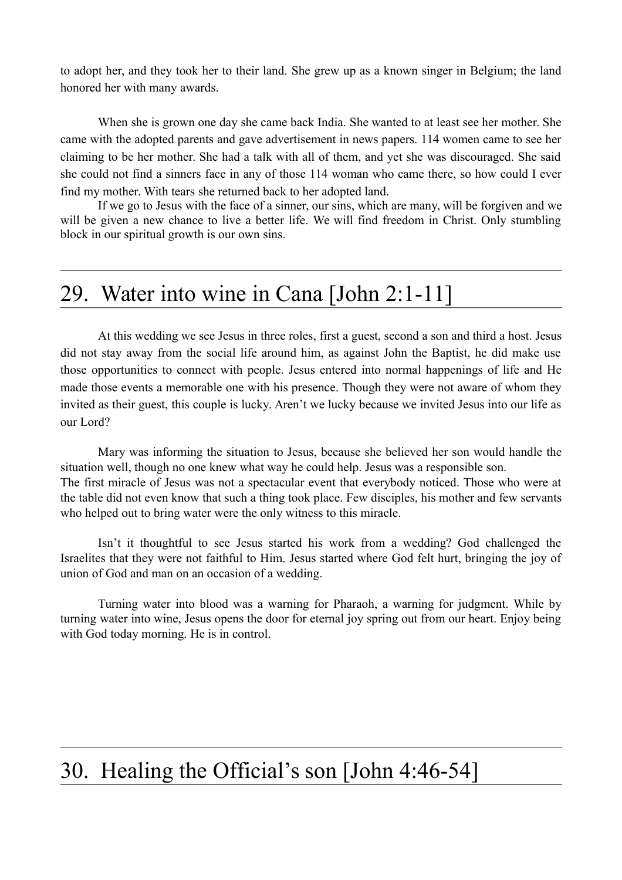to adopt her, and they took her to their land. She grew up as a known singer in Belgium; the land honored her with many awards.

When she is grown one day she came back India. She wanted to at least see her mother. She came with the adopted parents and gave advertisement in news papers. 114 women came to see her claiming to be her mother. She had a talk with all of them, and yet she was discouraged. She said she could not find a sinners face in any of those 114 woman who came there, so how could I ever find my mother. With tears she returned back to her adopted land.

If we go to Jesus with the face of a sinner, our sins, which are many, will be forgiven and we will be given a new chance to live a better life. We will find freedom in Christ. Only stumbling block in our spiritual growth is our own sins.

---

## 29. Water into wine in Cana [John 2:1-11]

At this wedding we see Jesus in three roles, first a guest, second a son and third a host. Jesus did not stay away from the social life around him, as against John the Baptist, he did make use those opportunities to connect with people. Jesus entered into normal happenings of life and He made those events a memorable one with his presence. Though they were not aware of whom they invited as their guest, this couple is lucky. Aren't we lucky because we invited Jesus into our life as our Lord?

Mary was informing the situation to Jesus, because she believed her son would handle the situation well, though no one knew what way he could help. Jesus was a responsible son.
The first miracle of Jesus was not a spectacular event that everybody noticed. Those who were at the table did not even know that such a thing took place. Few disciples, his mother and few servants who helped out to bring water were the only witness to this miracle.

Isn't it thoughtful to see Jesus started his work from a wedding? God challenged the Israelites that they were not faithful to Him. Jesus started where God felt hurt, bringing the joy of union of God and man on an occasion of a wedding.

Turning water into blood was a warning for Pharaoh, a warning for judgment. While by turning water into wine, Jesus opens the door for eternal joy spring out from our heart. Enjoy being with God today morning. He is in control.

---

## 30. Healing the Official's son [John 4:46-54]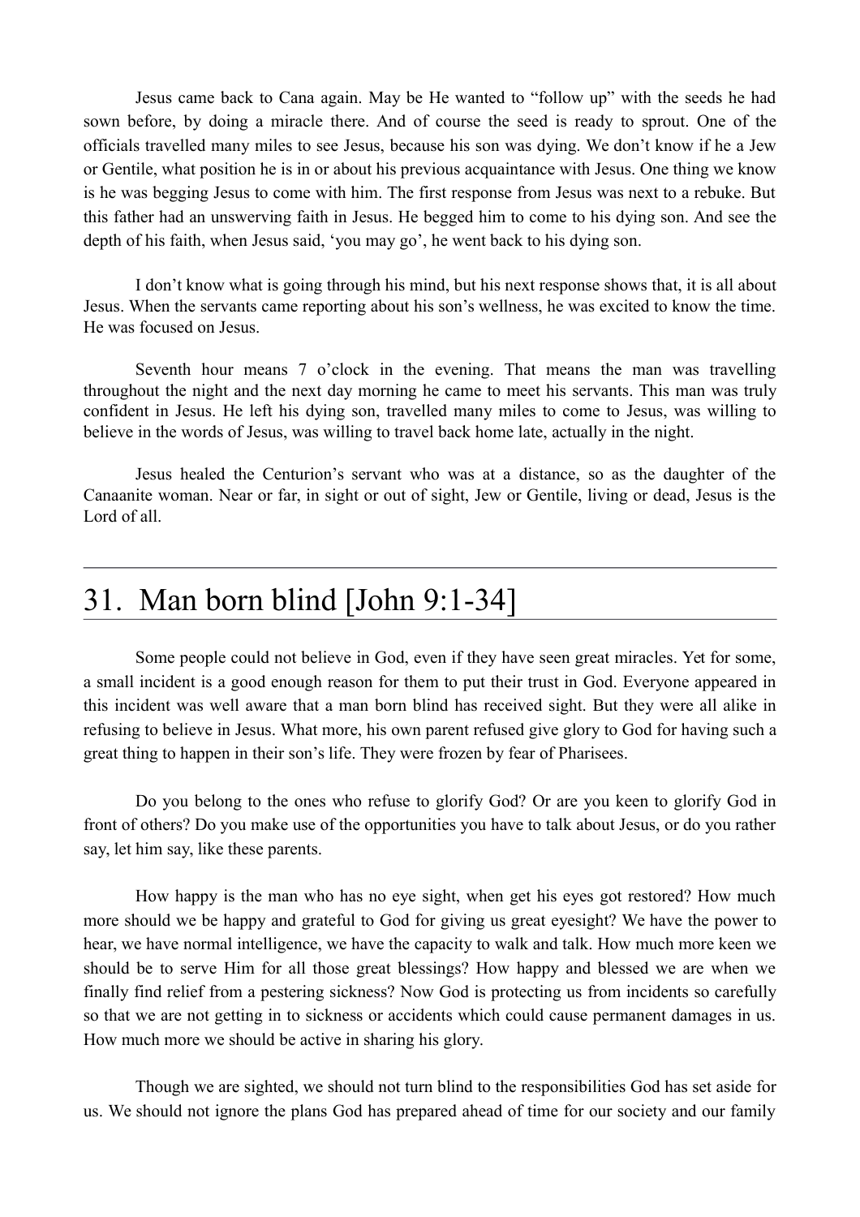Jesus came back to Cana again. May be He wanted to "follow up" with the seeds he had sown before, by doing a miracle there. And of course the seed is ready to sprout. One of the officials travelled many miles to see Jesus, because his son was dying. We don't know if he a Jew or Gentile, what position he is in or about his previous acquaintance with Jesus. One thing we know is he was begging Jesus to come with him. The first response from Jesus was next to a rebuke. But this father had an unswerving faith in Jesus. He begged him to come to his dying son. And see the depth of his faith, when Jesus said, 'you may go', he went back to his dying son.

I don't know what is going through his mind, but his next response shows that, it is all about Jesus. When the servants came reporting about his son's wellness, he was excited to know the time. He was focused on Jesus.

Seventh hour means 7 o'clock in the evening. That means the man was travelling throughout the night and the next day morning he came to meet his servants. This man was truly confident in Jesus. He left his dying son, travelled many miles to come to Jesus, was willing to believe in the words of Jesus, was willing to travel back home late, actually in the night.

Jesus healed the Centurion's servant who was at a distance, so as the daughter of the Canaanite woman. Near or far, in sight or out of sight, Jew or Gentile, living or dead, Jesus is the Lord of all.

---

# 31. Man born blind [John 9:1-34]

Some people could not believe in God, even if they have seen great miracles. Yet for some, a small incident is a good enough reason for them to put their trust in God. Everyone appeared in this incident was well aware that a man born blind has received sight. But they were all alike in refusing to believe in Jesus. What more, his own parent refused give glory to God for having such a great thing to happen in their son's life. They were frozen by fear of Pharisees.

Do you belong to the ones who refuse to glorify God? Or are you keen to glorify God in front of others? Do you make use of the opportunities you have to talk about Jesus, or do you rather say, let him say, like these parents.

How happy is the man who has no eye sight, when get his eyes got restored? How much more should we be happy and grateful to God for giving us great eyesight? We have the power to hear, we have normal intelligence, we have the capacity to walk and talk. How much more keen we should be to serve Him for all those great blessings? How happy and blessed we are when we finally find relief from a pestering sickness? Now God is protecting us from incidents so carefully so that we are not getting in to sickness or accidents which could cause permanent damages in us. How much more we should be active in sharing his glory.

Though we are sighted, we should not turn blind to the responsibilities God has set aside for us. We should not ignore the plans God has prepared ahead of time for our society and our family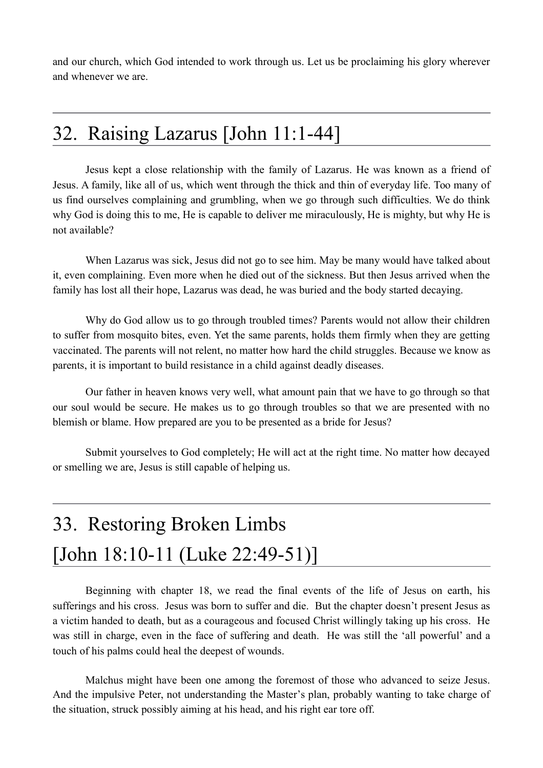and our church, which God intended to work through us. Let us be proclaiming his glory wherever and whenever we are.

---

## 32. Raising Lazarus [John 11:1-44]

Jesus kept a close relationship with the family of Lazarus. He was known as a friend of Jesus. A family, like all of us, which went through the thick and thin of everyday life. Too many of us find ourselves complaining and grumbling, when we go through such difficulties. We do think why God is doing this to me, He is capable to deliver me miraculously, He is mighty, but why He is not available?

When Lazarus was sick, Jesus did not go to see him. May be many would have talked about it, even complaining. Even more when he died out of the sickness. But then Jesus arrived when the family has lost all their hope, Lazarus was dead, he was buried and the body started decaying.

Why do God allow us to go through troubled times? Parents would not allow their children to suffer from mosquito bites, even. Yet the same parents, holds them firmly when they are getting vaccinated. The parents will not relent, no matter how hard the child struggles. Because we know as parents, it is important to build resistance in a child against deadly diseases.

Our father in heaven knows very well, what amount pain that we have to go through so that our soul would be secure. He makes us to go through troubles so that we are presented with no blemish or blame. How prepared are you to be presented as a bride for Jesus?

Submit yourselves to God completely; He will act at the right time. No matter how decayed or smelling we are, Jesus is still capable of helping us.

---

## 33. Restoring Broken Limbs [John 18:10-11 (Luke 22:49-51)]

Beginning with chapter 18, we read the final events of the life of Jesus on earth, his sufferings and his cross. Jesus was born to suffer and die. But the chapter doesn't present Jesus as a victim handed to death, but as a courageous and focused Christ willingly taking up his cross. He was still in charge, even in the face of suffering and death. He was still the 'all powerful' and a touch of his palms could heal the deepest of wounds.

Malchus might have been one among the foremost of those who advanced to seize Jesus. And the impulsive Peter, not understanding the Master's plan, probably wanting to take charge of the situation, struck possibly aiming at his head, and his right ear tore off.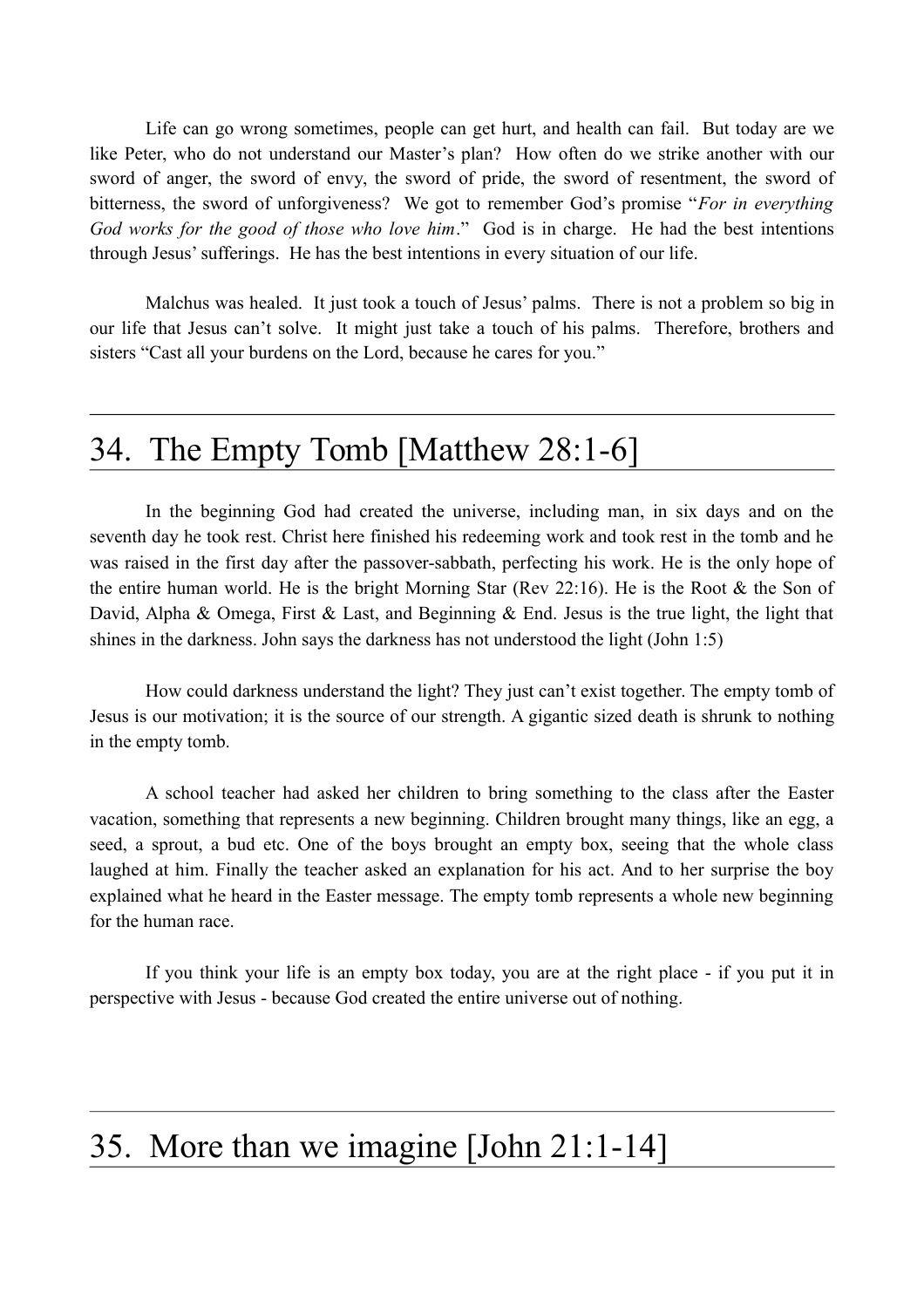Life can go wrong sometimes, people can get hurt, and health can fail. But today are we like Peter, who do not understand our Master's plan? How often do we strike another with our sword of anger, the sword of envy, the sword of pride, the sword of resentment, the sword of bitterness, the sword of unforgiveness? We got to remember God's promise "*For in everything God works for the good of those who love him*." God is in charge. He had the best intentions through Jesus' sufferings. He has the best intentions in every situation of our life.

Malchus was healed. It just took a touch of Jesus' palms. There is not a problem so big in our life that Jesus can't solve. It might just take a touch of his palms. Therefore, brothers and sisters "Cast all your burdens on the Lord, because he cares for you."

---

# 34. The Empty Tomb [Matthew 28:1-6]

In the beginning God had created the universe, including man, in six days and on the seventh day he took rest. Christ here finished his redeeming work and took rest in the tomb and he was raised in the first day after the passover-sabbath, perfecting his work. He is the only hope of the entire human world. He is the bright Morning Star (Rev 22:16). He is the Root & the Son of David, Alpha & Omega, First & Last, and Beginning & End. Jesus is the true light, the light that shines in the darkness. John says the darkness has not understood the light (John 1:5)

How could darkness understand the light? They just can't exist together. The empty tomb of Jesus is our motivation; it is the source of our strength. A gigantic sized death is shrunk to nothing in the empty tomb.

A school teacher had asked her children to bring something to the class after the Easter vacation, something that represents a new beginning. Children brought many things, like an egg, a seed, a sprout, a bud etc. One of the boys brought an empty box, seeing that the whole class laughed at him. Finally the teacher asked an explanation for his act. And to her surprise the boy explained what he heard in the Easter message. The empty tomb represents a whole new beginning for the human race.

If you think your life is an empty box today, you are at the right place - if you put it in perspective with Jesus - because God created the entire universe out of nothing.

---

# 35. More than we imagine [John 21:1-14]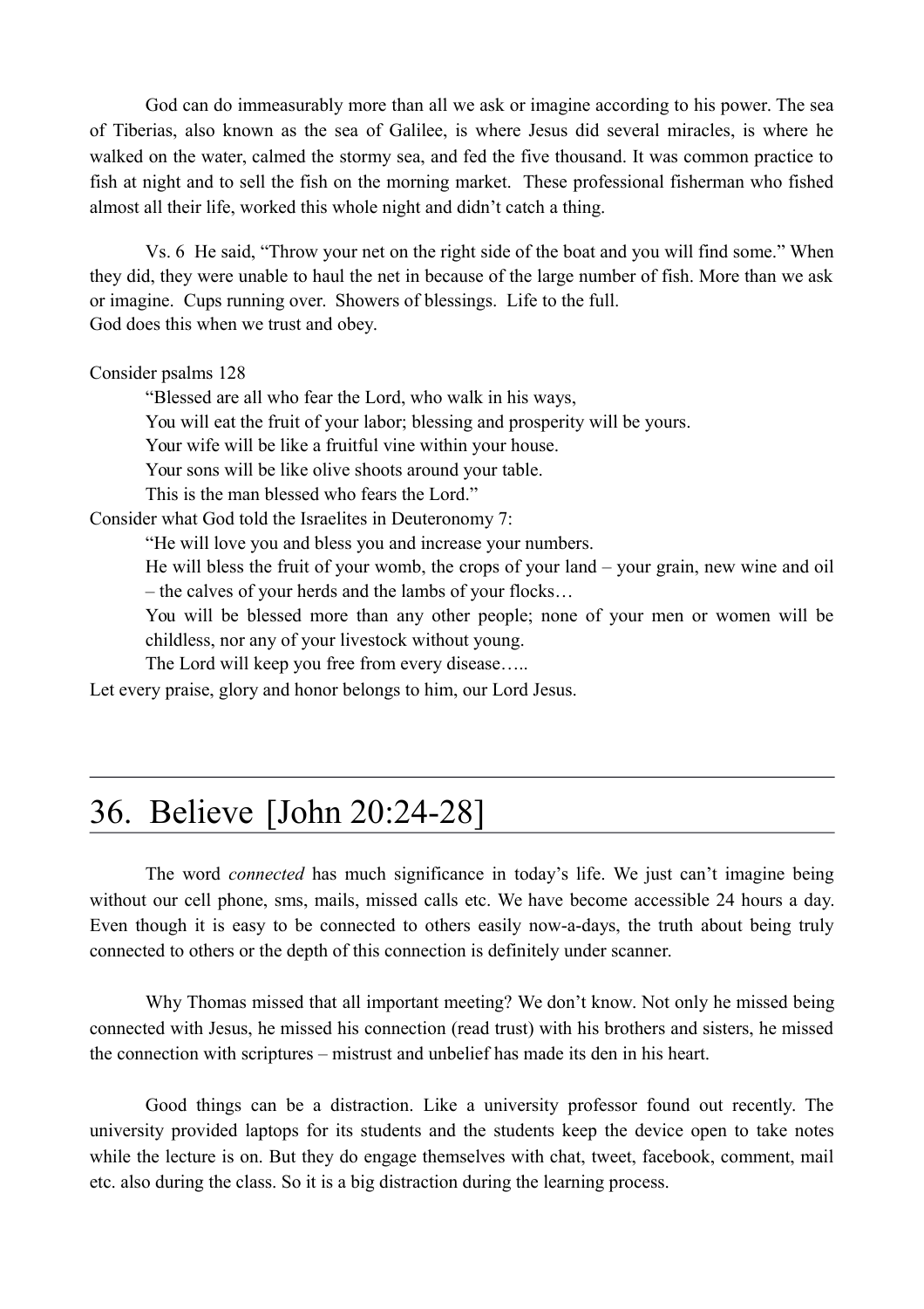God can do immeasurably more than all we ask or imagine according to his power. The sea of Tiberias, also known as the sea of Galilee, is where Jesus did several miracles, is where he walked on the water, calmed the stormy sea, and fed the five thousand. It was common practice to fish at night and to sell the fish on the morning market. These professional fisherman who fished almost all their life, worked this whole night and didn't catch a thing.

Vs. 6 He said, "Throw your net on the right side of the boat and you will find some." When they did, they were unable to haul the net in because of the large number of fish. More than we ask or imagine. Cups running over. Showers of blessings. Life to the full.
God does this when we trust and obey.

Consider psalms 128

> "Blessed are all who fear the Lord, who walk in his ways,
> You will eat the fruit of your labor; blessing and prosperity will be yours.
> Your wife will be like a fruitful vine within your house.
> Your sons will be like olive shoots around your table.
> This is the man blessed who fears the Lord."

Consider what God told the Israelites in Deuteronomy 7:

> "He will love you and bless you and increase your numbers.
> He will bless the fruit of your womb, the crops of your land – your grain, new wine and oil – the calves of your herds and the lambs of your flocks…
> You will be blessed more than any other people; none of your men or women will be childless, nor any of your livestock without young.
> The Lord will keep you free from every disease…..

Let every praise, glory and honor belongs to him, our Lord Jesus.

---

# 36. Believe [John 20:24-28]

The word *connected* has much significance in today's life. We just can't imagine being without our cell phone, sms, mails, missed calls etc. We have become accessible 24 hours a day. Even though it is easy to be connected to others easily now-a-days, the truth about being truly connected to others or the depth of this connection is definitely under scanner.

Why Thomas missed that all important meeting? We don't know. Not only he missed being connected with Jesus, he missed his connection (read trust) with his brothers and sisters, he missed the connection with scriptures – mistrust and unbelief has made its den in his heart.

Good things can be a distraction. Like a university professor found out recently. The university provided laptops for its students and the students keep the device open to take notes while the lecture is on. But they do engage themselves with chat, tweet, facebook, comment, mail etc. also during the class. So it is a big distraction during the learning process.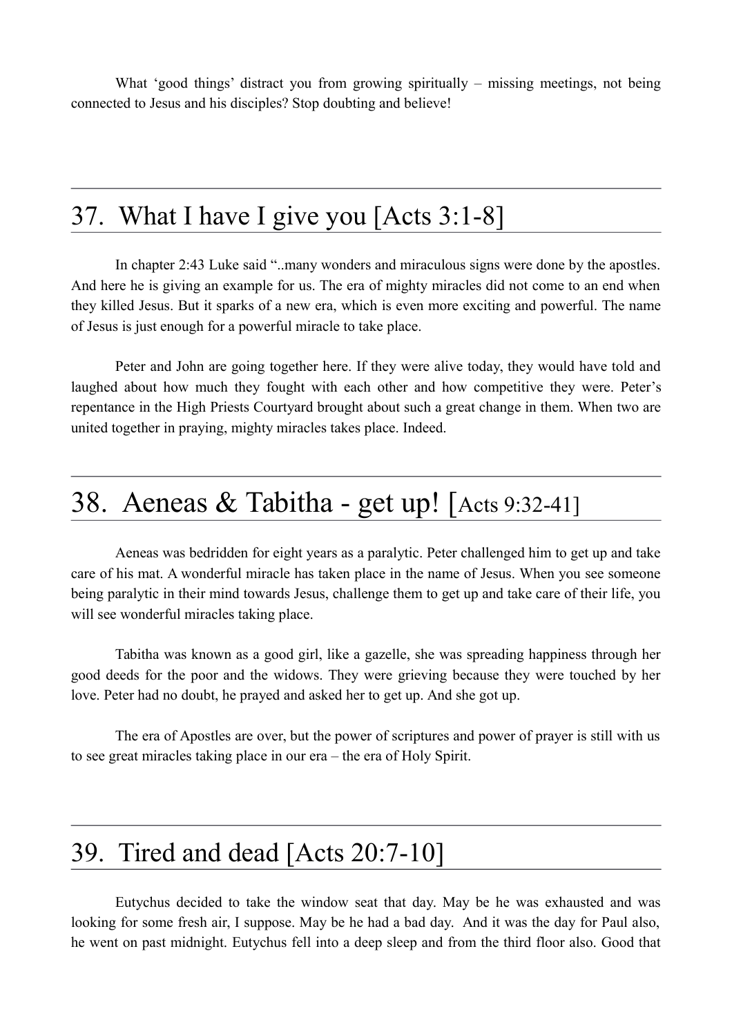What 'good things' distract you from growing spiritually – missing meetings, not being connected to Jesus and his disciples? Stop doubting and believe!

## 37. What I have I give you [Acts 3:1-8]

In chapter 2:43 Luke said "..many wonders and miraculous signs were done by the apostles. And here he is giving an example for us. The era of mighty miracles did not come to an end when they killed Jesus. But it sparks of a new era, which is even more exciting and powerful. The name of Jesus is just enough for a powerful miracle to take place.

Peter and John are going together here. If they were alive today, they would have told and laughed about how much they fought with each other and how competitive they were. Peter's repentance in the High Priests Courtyard brought about such a great change in them. When two are united together in praying, mighty miracles takes place. Indeed.

## 38. Aeneas & Tabitha - get up! [Acts 9:32-41]

Aeneas was bedridden for eight years as a paralytic. Peter challenged him to get up and take care of his mat. A wonderful miracle has taken place in the name of Jesus. When you see someone being paralytic in their mind towards Jesus, challenge them to get up and take care of their life, you will see wonderful miracles taking place.

Tabitha was known as a good girl, like a gazelle, she was spreading happiness through her good deeds for the poor and the widows. They were grieving because they were touched by her love. Peter had no doubt, he prayed and asked her to get up. And she got up.

The era of Apostles are over, but the power of scriptures and power of prayer is still with us to see great miracles taking place in our era – the era of Holy Spirit.

## 39. Tired and dead [Acts 20:7-10]

Eutychus decided to take the window seat that day. May be he was exhausted and was looking for some fresh air, I suppose. May be he had a bad day. And it was the day for Paul also, he went on past midnight. Eutychus fell into a deep sleep and from the third floor also. Good that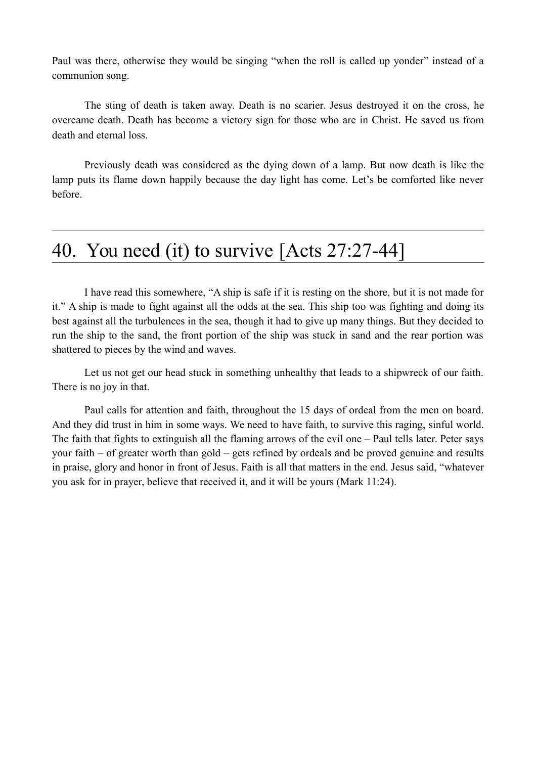Paul was there, otherwise they would be singing "when the roll is called up yonder" instead of a communion song.

The sting of death is taken away. Death is no scarier. Jesus destroyed it on the cross, he overcame death. Death has become a victory sign for those who are in Christ. He saved us from death and eternal loss.

Previously death was considered as the dying down of a lamp. But now death is like the lamp puts its flame down happily because the day light has come. Let's be comforted like never before.

---

# 40. You need (it) to survive [Acts 27:27-44]

I have read this somewhere, "A ship is safe if it is resting on the shore, but it is not made for it." A ship is made to fight against all the odds at the sea. This ship too was fighting and doing its best against all the turbulences in the sea, though it had to give up many things. But they decided to run the ship to the sand, the front portion of the ship was stuck in sand and the rear portion was shattered to pieces by the wind and waves.

Let us not get our head stuck in something unhealthy that leads to a shipwreck of our faith. There is no joy in that.

Paul calls for attention and faith, throughout the 15 days of ordeal from the men on board. And they did trust in him in some ways. We need to have faith, to survive this raging, sinful world. The faith that fights to extinguish all the flaming arrows of the evil one – Paul tells later. Peter says your faith – of greater worth than gold – gets refined by ordeals and be proved genuine and results in praise, glory and honor in front of Jesus. Faith is all that matters in the end. Jesus said, "whatever you ask for in prayer, believe that received it, and it will be yours (Mark 11:24).